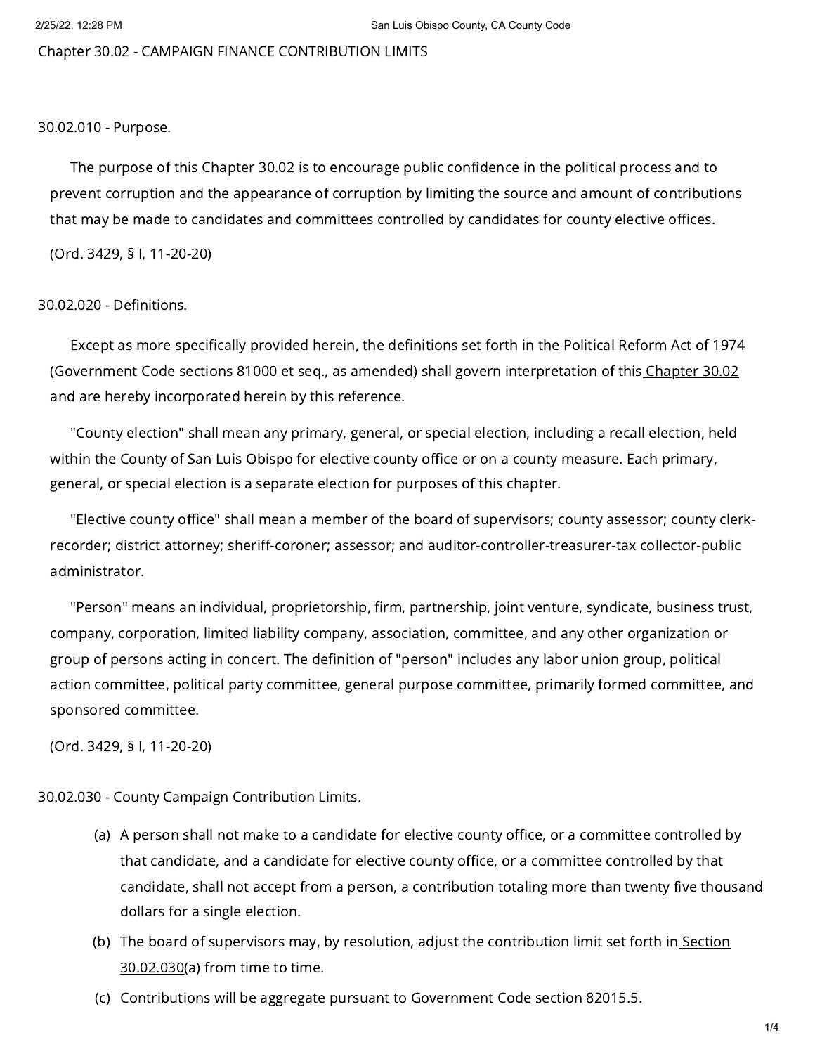# Chapter 30.02 - CAMPAIGN FINANCE CONTRIBUTION LIMITS

## 30.02.010 - Purpose.

The purpose of this Chapter 30.02 is to encourage public confidence in the political process and to prevent corruption and the appearance of corruption by limiting the source and amount of contributions that may be made to candidates and committees controlled by candidates for county elective offices.

(Ord. 3429, § I, 11-20-20)

## 30.02.020 - Definitions.

Except as more specifically provided herein, the definitions set forth in the Political Reform Act of 1974 (Government Code sections 81000 et seq., as amended) shall govern interpretation of this Chapter 30.02 and are hereby incorporated herein by this reference.

"County election" shall mean any primary, general, or special election, including a recall election, held within the County of San Luis Obispo for elective county office or on a county measure. Each primary, general, or special election is a separate election for purposes of this chapter.

"Elective county office" shall mean a member of the board of supervisors; county assessor; county clerk-recorder; district attorney; sheriff-coroner; assessor; and auditor-controller-treasurer-tax collector-public administrator.

"Person" means an individual, proprietorship, firm, partnership, joint venture, syndicate, business trust, company, corporation, limited liability company, association, committee, and any other organization or group of persons acting in concert. The definition of "person" includes any labor union group, political action committee, political party committee, general purpose committee, primarily formed committee, and sponsored committee.

(Ord. 3429, § I, 11-20-20)

## 30.02.030 - County Campaign Contribution Limits.

(a) A person shall not make to a candidate for elective county office, or a committee controlled by that candidate, and a candidate for elective county office, or a committee controlled by that candidate, shall not accept from a person, a contribution totaling more than twenty five thousand dollars for a single election.

(b) The board of supervisors may, by resolution, adjust the contribution limit set forth in Section 30.02.030(a) from time to time.

(c) Contributions will be aggregate pursuant to Government Code section 82015.5.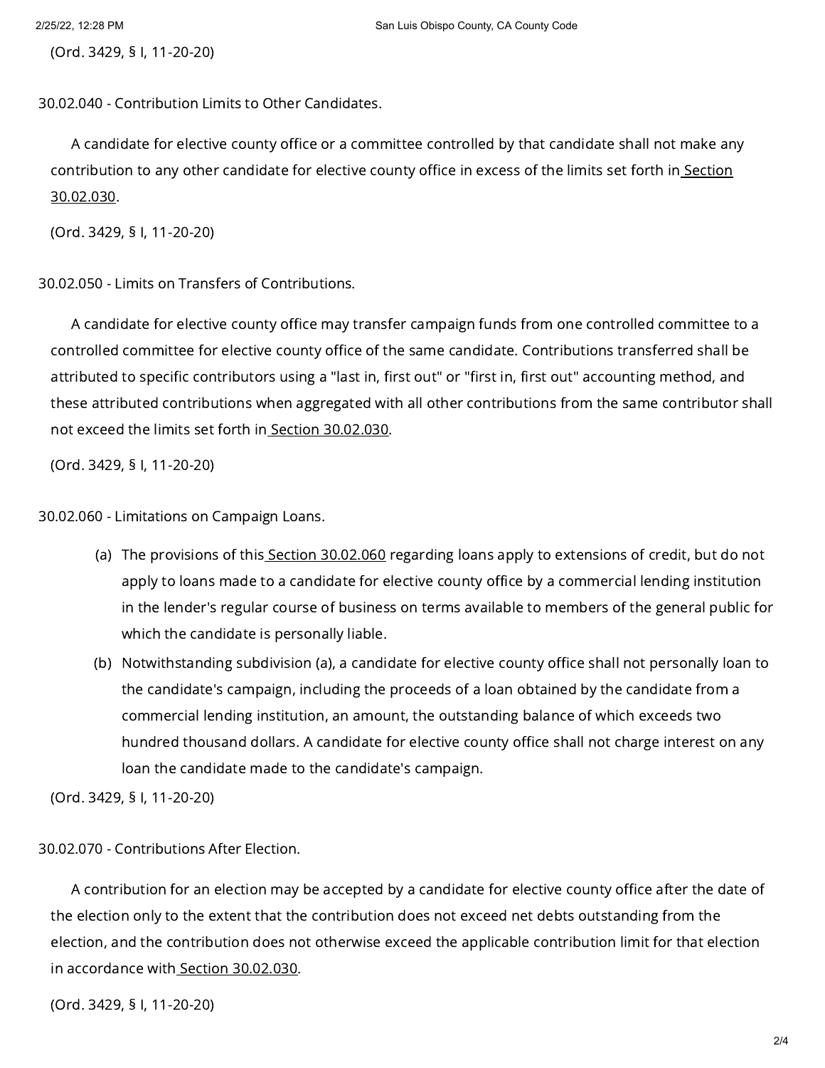(Ord. 3429, § I, 11-20-20)

30.02.040 - Contribution Limits to Other Candidates.

A candidate for elective county office or a committee controlled by that candidate shall not make any contribution to any other candidate for elective county office in excess of the limits set forth in Section 30.02.030.

(Ord. 3429, § I, 11-20-20)

30.02.050 - Limits on Transfers of Contributions.

A candidate for elective county office may transfer campaign funds from one controlled committee to a controlled committee for elective county office of the same candidate. Contributions transferred shall be attributed to specific contributors using a "last in, first out" or "first in, first out" accounting method, and these attributed contributions when aggregated with all other contributions from the same contributor shall not exceed the limits set forth in Section 30.02.030.

(Ord. 3429, § I, 11-20-20)

30.02.060 - Limitations on Campaign Loans.

(a) The provisions of this Section 30.02.060 regarding loans apply to extensions of credit, but do not apply to loans made to a candidate for elective county office by a commercial lending institution in the lender's regular course of business on terms available to members of the general public for which the candidate is personally liable.

(b) Notwithstanding subdivision (a), a candidate for elective county office shall not personally loan to the candidate's campaign, including the proceeds of a loan obtained by the candidate from a commercial lending institution, an amount, the outstanding balance of which exceeds two hundred thousand dollars. A candidate for elective county office shall not charge interest on any loan the candidate made to the candidate's campaign.

(Ord. 3429, § I, 11-20-20)

30.02.070 - Contributions After Election.

A contribution for an election may be accepted by a candidate for elective county office after the date of the election only to the extent that the contribution does not exceed net debts outstanding from the election, and the contribution does not otherwise exceed the applicable contribution limit for that election in accordance with Section 30.02.030.

(Ord. 3429, § I, 11-20-20)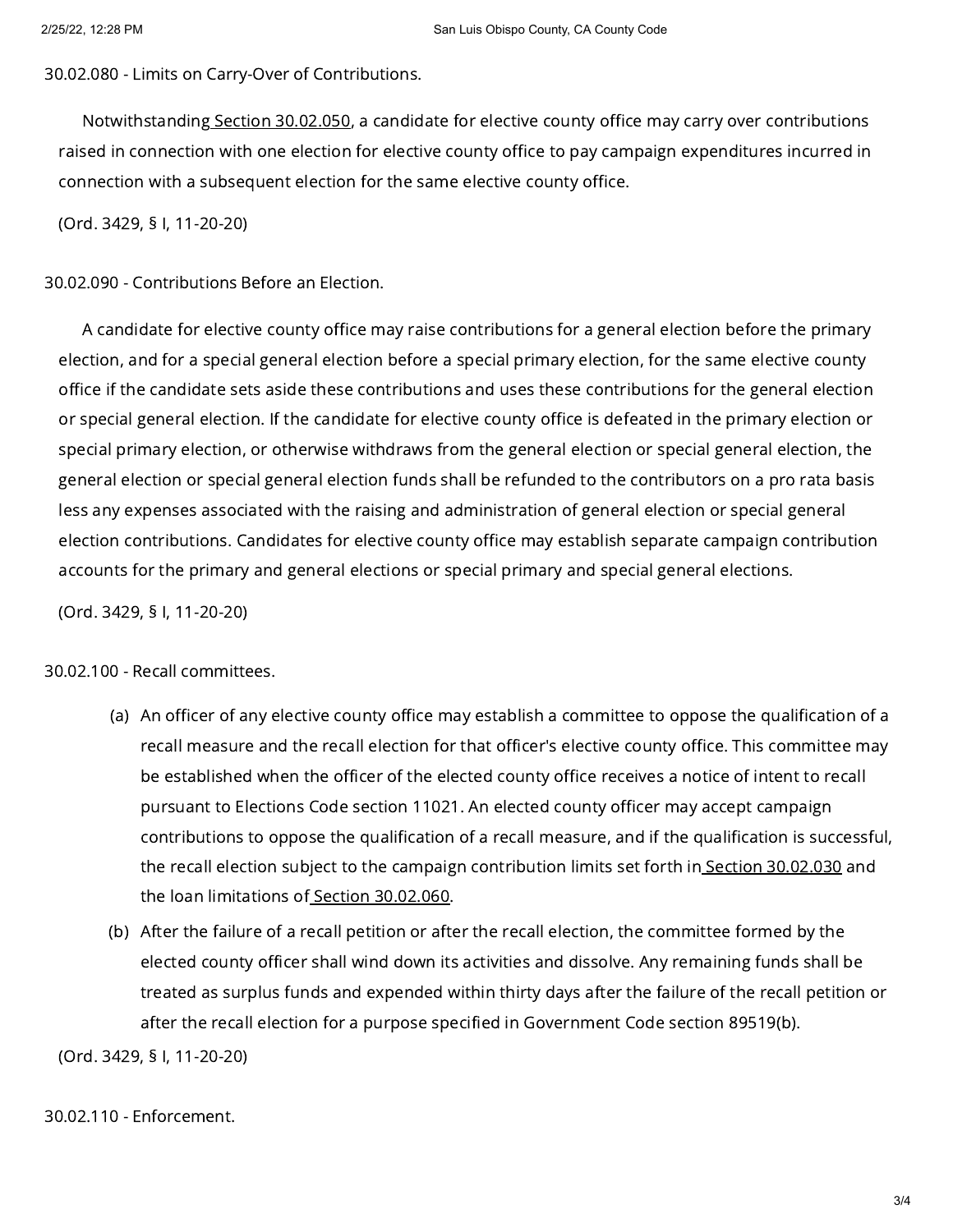### 30.02.080 - Limits on Carry-Over of Contributions.

Notwithstanding Section 30.02.050, a candidate for elective county office may carry over contributions raised in connection with one election for elective county office to pay campaign expenditures incurred in connection with a subsequent election for the same elective county office.

(Ord. 3429, § I, 11-20-20)

### 30.02.090 - Contributions Before an Election.

A candidate for elective county office may raise contributions for a general election before the primary election, and for a special general election before a special primary election, for the same elective county office if the candidate sets aside these contributions and uses these contributions for the general election or special general election. If the candidate for elective county office is defeated in the primary election or special primary election, or otherwise withdraws from the general election or special general election, the general election or special general election funds shall be refunded to the contributors on a pro rata basis less any expenses associated with the raising and administration of general election or special general election contributions. Candidates for elective county office may establish separate campaign contribution accounts for the primary and general elections or special primary and special general elections.

(Ord. 3429, § I, 11-20-20)

### 30.02.100 - Recall committees.

(a) An officer of any elective county office may establish a committee to oppose the qualification of a recall measure and the recall election for that officer's elective county office. This committee may be established when the officer of the elected county office receives a notice of intent to recall pursuant to Elections Code section 11021. An elected county officer may accept campaign contributions to oppose the qualification of a recall measure, and if the qualification is successful, the recall election subject to the campaign contribution limits set forth in Section 30.02.030 and the loan limitations of Section 30.02.060.

(b) After the failure of a recall petition or after the recall election, the committee formed by the elected county officer shall wind down its activities and dissolve. Any remaining funds shall be treated as surplus funds and expended within thirty days after the failure of the recall petition or after the recall election for a purpose specified in Government Code section 89519(b).

(Ord. 3429, § I, 11-20-20)

### 30.02.110 - Enforcement.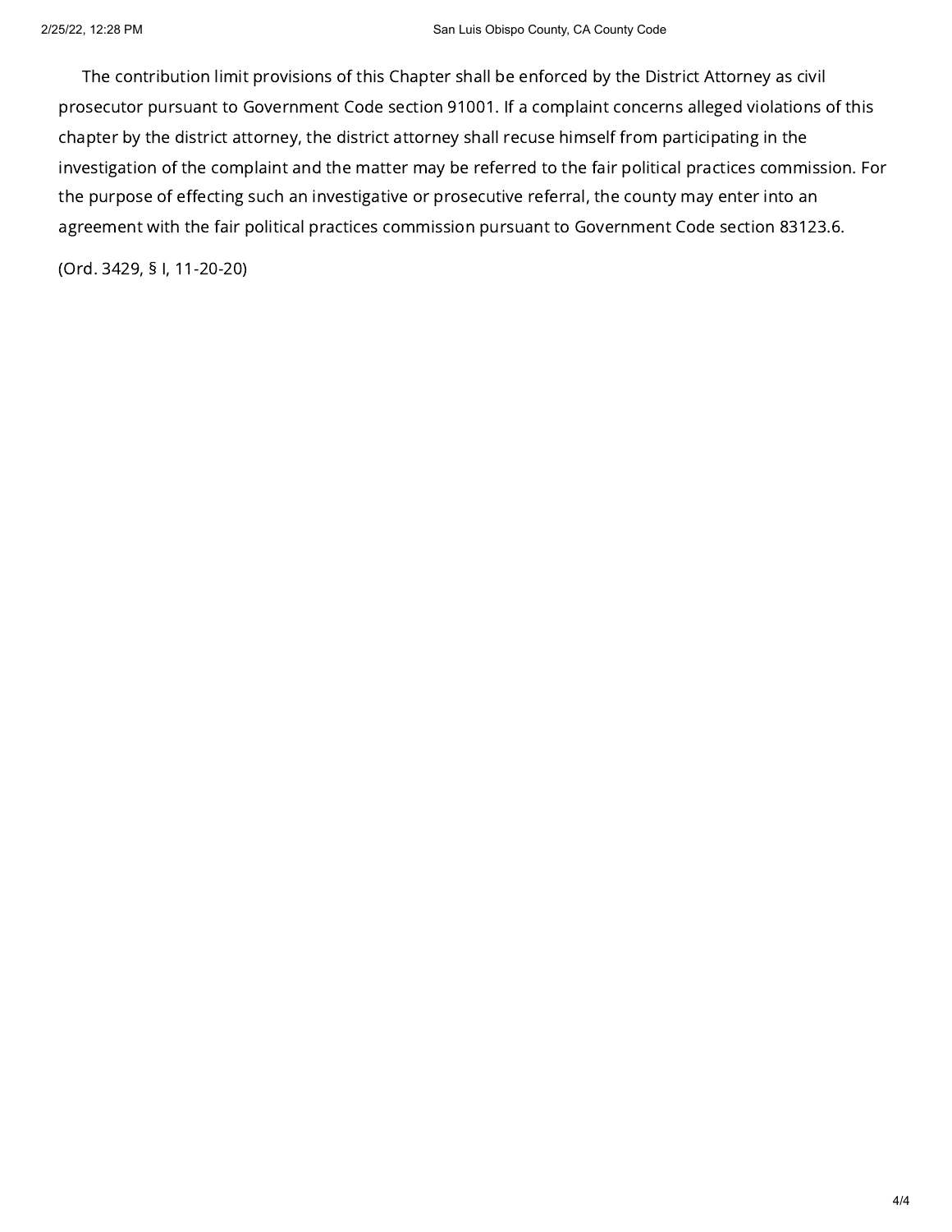The contribution limit provisions of this Chapter shall be enforced by the District Attorney as civil prosecutor pursuant to Government Code section 91001. If a complaint concerns alleged violations of this chapter by the district attorney, the district attorney shall recuse himself from participating in the investigation of the complaint and the matter may be referred to the fair political practices commission. For the purpose of effecting such an investigative or prosecutive referral, the county may enter into an agreement with the fair political practices commission pursuant to Government Code section 83123.6.

(Ord. 3429, § I, 11-20-20)